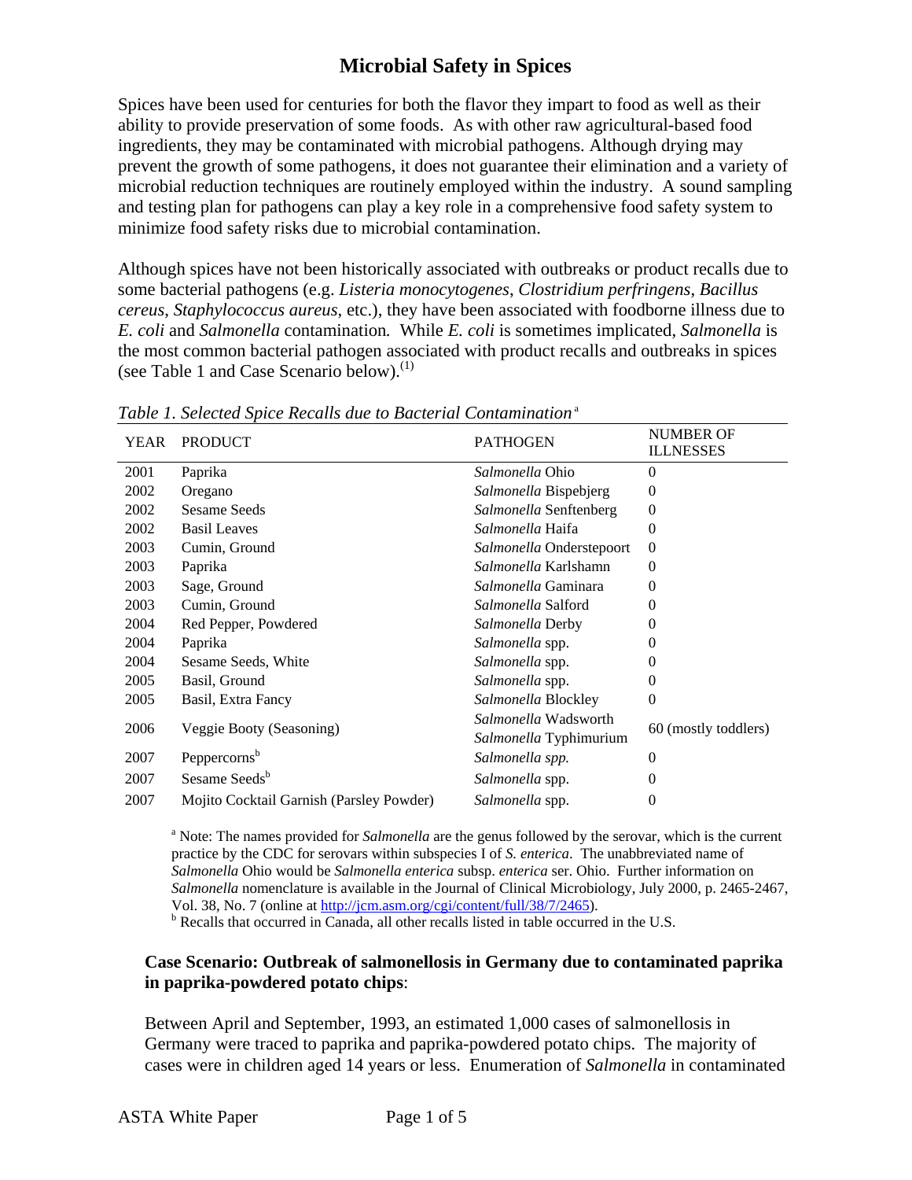# Microbial Safety in Spices

Spices have been used for centuries for both the flavor they impart to food as well as their ability to provide preservation of some foods. As with other raw agricultural-based food ingredients, they may be contaminated with microbial pathogens. Although drying may prevent the growth of some pathogens, it does not guarantee their elimination and a variety of microbial reduction techniques are routinely employed within the industry. A sound sampling and testing plan for pathogens can play a key role in a comprehensive food safety system to minimize food safety risks due to microbial contamination.

Although spices have not been historically associated with outbreaks or product recalls due to some bacterial pathogens (e.g. *Listeria monocytogenes*, *Clostridium perfringens*, *Bacillus cereus*, *Staphylococcus aureus*, etc.), they have been associated with foodborne illness due to *E. coli* and *Salmonella* contamination*.* While *E. coli* is sometimes implicated, *Salmonella* is the most common bacterial pathogen associated with product recalls and outbreaks in spices (see Table 1 and Case Scenario below).[1]

*Table 1. Selected Spice Recalls due to Bacterial Contamination*[a]

| YEAR | PRODUCT | PATHOGEN | NUMBER OF ILLNESSES |
|---|---|---|---|
| 2001 | Paprika | *Salmonella* Ohio | 0 |
| 2002 | Oregano | *Salmonella* Bispebjerg | 0 |
| 2002 | Sesame Seeds | *Salmonella* Senftenberg | 0 |
| 2002 | Basil Leaves | *Salmonella* Haifa | 0 |
| 2003 | Cumin, Ground | *Salmonella* Onderstepoort | 0 |
| 2003 | Paprika | *Salmonella* Karlshamn | 0 |
| 2003 | Sage, Ground | *Salmonella* Gaminara | 0 |
| 2003 | Cumin, Ground | *Salmonella* Salford | 0 |
| 2004 | Red Pepper, Powdered | *Salmonella* Derby | 0 |
| 2004 | Paprika | *Salmonella* spp. | 0 |
| 2004 | Sesame Seeds, White | *Salmonella* spp. | 0 |
| 2005 | Basil, Ground | *Salmonella* spp. | 0 |
| 2005 | Basil, Extra Fancy | *Salmonella* Blockley | 0 |
| 2006 | Veggie Booty (Seasoning) | *Salmonella* Wadsworth *Salmonella* Typhimurium | 60 (mostly toddlers) |
| 2007 | Peppercorns[b] | *Salmonella spp.* | 0 |
| 2007 | Sesame Seeds[b] | *Salmonella* spp. | 0 |
| 2007 | Mojito Cocktail Garnish (Parsley Powder) | *Salmonella* spp. | 0 |

[a] Note: The names provided for *Salmonella* are the genus followed by the serovar, which is the current practice by the CDC for serovars within subspecies I of *S. enterica*. The unabbreviated name of *Salmonella* Ohio would be *Salmonella enterica* subsp. *enterica* ser. Ohio. Further information on *Salmonella* nomenclature is available in the Journal of Clinical Microbiology, July 2000, p. 2465-2467, Vol. 38, No. 7 (online at http://jcm.asm.org/cgi/content/full/38/7/2465).

[b] Recalls that occurred in Canada, all other recalls listed in table occurred in the U.S.

### Case Scenario: Outbreak of salmonellosis in Germany due to contaminated paprika in paprika-powdered potato chips:

Between April and September, 1993, an estimated 1,000 cases of salmonellosis in Germany were traced to paprika and paprika-powdered potato chips. The majority of cases were in children aged 14 years or less. Enumeration of *Salmonella* in contaminated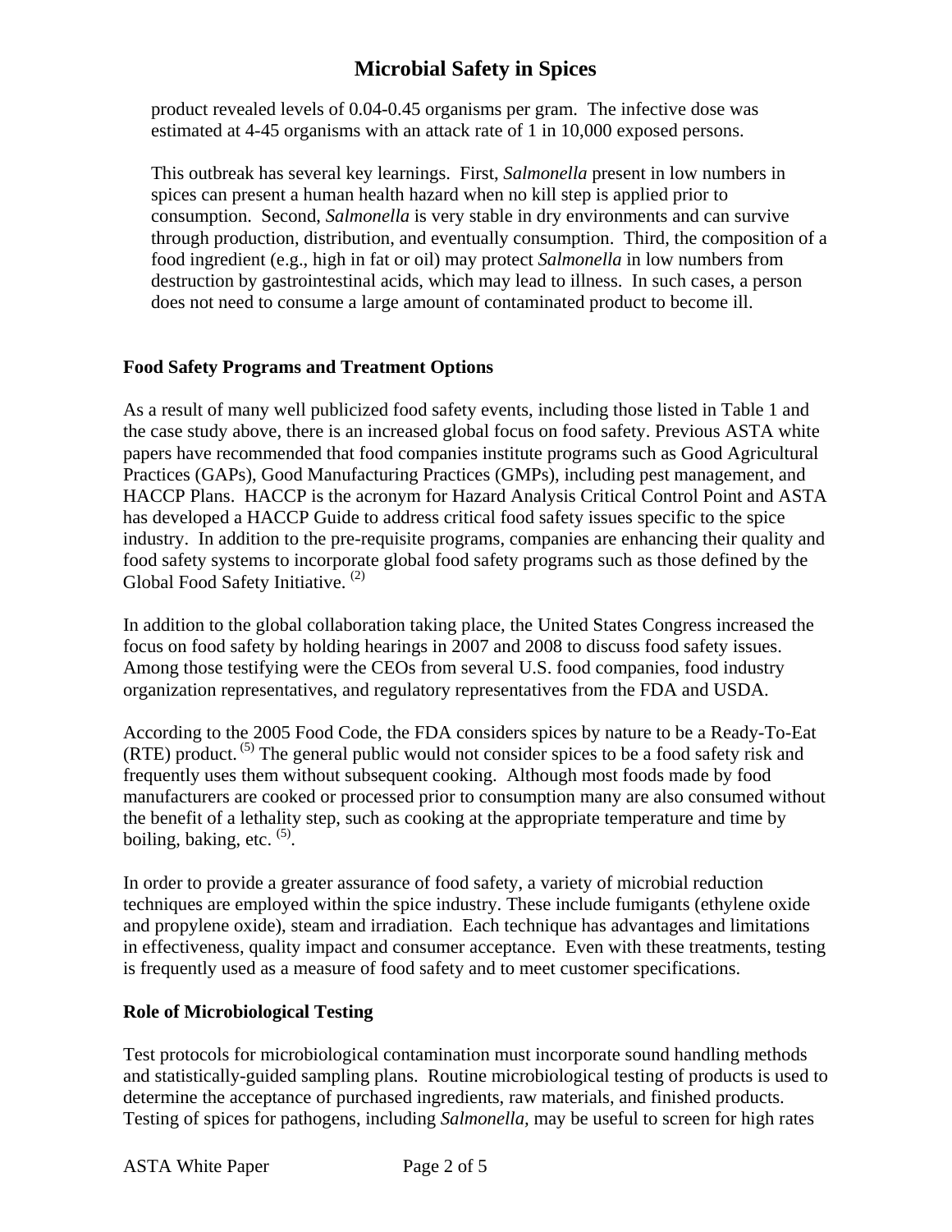product revealed levels of 0.04-0.45 organisms per gram. The infective dose was estimated at 4-45 organisms with an attack rate of 1 in 10,000 exposed persons.

This outbreak has several key learnings. First, *Salmonella* present in low numbers in spices can present a human health hazard when no kill step is applied prior to consumption. Second, *Salmonella* is very stable in dry environments and can survive through production, distribution, and eventually consumption. Third, the composition of a food ingredient (e.g., high in fat or oil) may protect *Salmonella* in low numbers from destruction by gastrointestinal acids, which may lead to illness. In such cases, a person does not need to consume a large amount of contaminated product to become ill.

## Food Safety Programs and Treatment Options

As a result of many well publicized food safety events, including those listed in Table 1 and the case study above, there is an increased global focus on food safety. Previous ASTA white papers have recommended that food companies institute programs such as Good Agricultural Practices (GAPs), Good Manufacturing Practices (GMPs), including pest management, and HACCP Plans. HACCP is the acronym for Hazard Analysis Critical Control Point and ASTA has developed a HACCP Guide to address critical food safety issues specific to the spice industry. In addition to the pre-requisite programs, companies are enhancing their quality and food safety systems to incorporate global food safety programs such as those defined by the Global Food Safety Initiative. [2]

In addition to the global collaboration taking place, the United States Congress increased the focus on food safety by holding hearings in 2007 and 2008 to discuss food safety issues. Among those testifying were the CEOs from several U.S. food companies, food industry organization representatives, and regulatory representatives from the FDA and USDA.

According to the 2005 Food Code, the FDA considers spices by nature to be a Ready-To-Eat (RTE) product. [5] The general public would not consider spices to be a food safety risk and frequently uses them without subsequent cooking. Although most foods made by food manufacturers are cooked or processed prior to consumption many are also consumed without the benefit of a lethality step, such as cooking at the appropriate temperature and time by boiling, baking, etc. [5].

In order to provide a greater assurance of food safety, a variety of microbial reduction techniques are employed within the spice industry. These include fumigants (ethylene oxide and propylene oxide), steam and irradiation. Each technique has advantages and limitations in effectiveness, quality impact and consumer acceptance. Even with these treatments, testing is frequently used as a measure of food safety and to meet customer specifications.

## Role of Microbiological Testing

Test protocols for microbiological contamination must incorporate sound handling methods and statistically-guided sampling plans. Routine microbiological testing of products is used to determine the acceptance of purchased ingredients, raw materials, and finished products. Testing of spices for pathogens, including *Salmonella*, may be useful to screen for high rates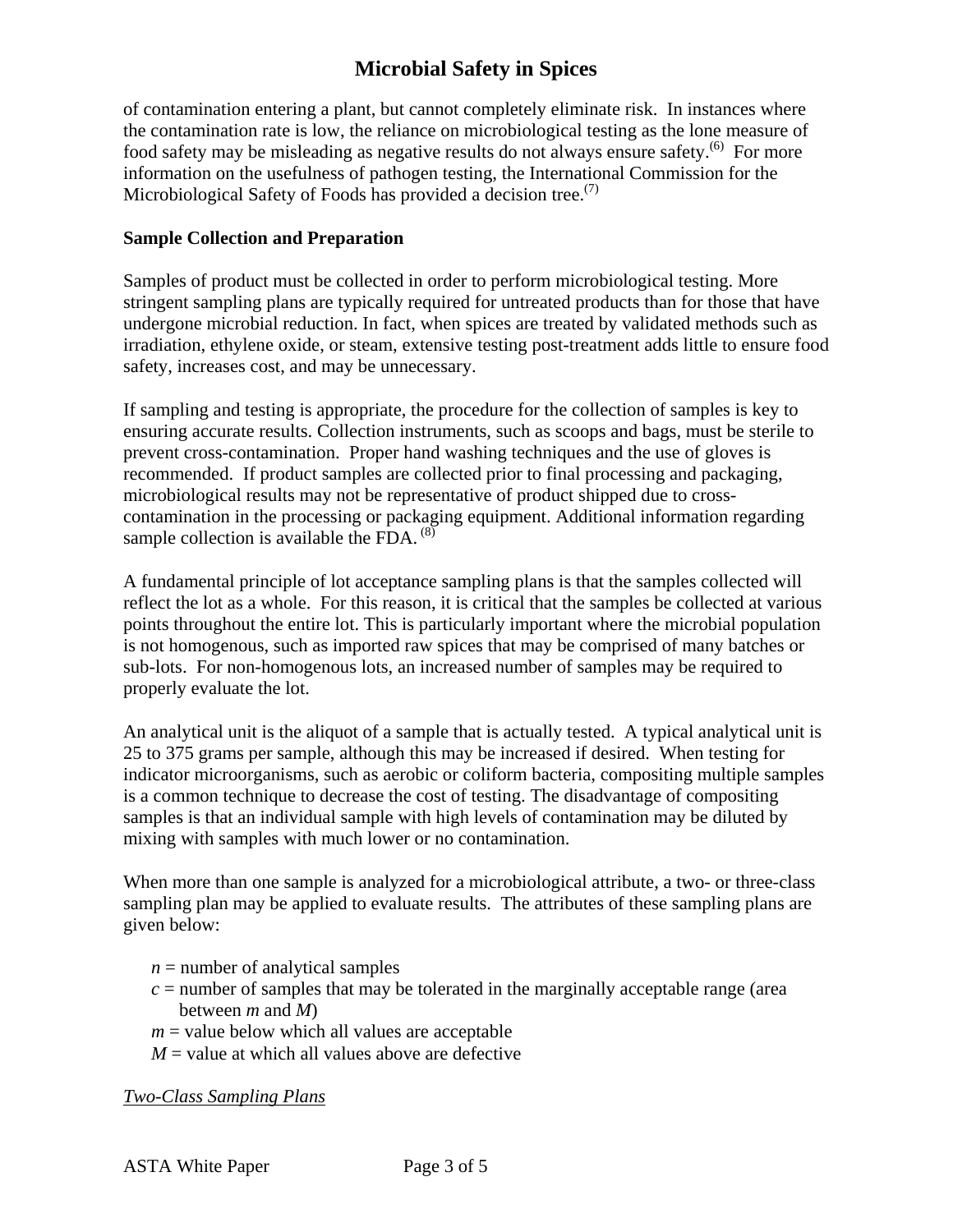of contamination entering a plant, but cannot completely eliminate risk. In instances where the contamination rate is low, the reliance on microbiological testing as the lone measure of food safety may be misleading as negative results do not always ensure safety.[6] For more information on the usefulness of pathogen testing, the International Commission for the Microbiological Safety of Foods has provided a decision tree.[7]

**Sample Collection and Preparation**

Samples of product must be collected in order to perform microbiological testing. More stringent sampling plans are typically required for untreated products than for those that have undergone microbial reduction. In fact, when spices are treated by validated methods such as irradiation, ethylene oxide, or steam, extensive testing post-treatment adds little to ensure food safety, increases cost, and may be unnecessary.

If sampling and testing is appropriate, the procedure for the collection of samples is key to ensuring accurate results. Collection instruments, such as scoops and bags, must be sterile to prevent cross-contamination. Proper hand washing techniques and the use of gloves is recommended. If product samples are collected prior to final processing and packaging, microbiological results may not be representative of product shipped due to cross-contamination in the processing or packaging equipment. Additional information regarding sample collection is available the FDA. [8]

A fundamental principle of lot acceptance sampling plans is that the samples collected will reflect the lot as a whole. For this reason, it is critical that the samples be collected at various points throughout the entire lot. This is particularly important where the microbial population is not homogenous, such as imported raw spices that may be comprised of many batches or sub-lots. For non-homogenous lots, an increased number of samples may be required to properly evaluate the lot.

An analytical unit is the aliquot of a sample that is actually tested. A typical analytical unit is 25 to 375 grams per sample, although this may be increased if desired. When testing for indicator microorganisms, such as aerobic or coliform bacteria, compositing multiple samples is a common technique to decrease the cost of testing. The disadvantage of compositing samples is that an individual sample with high levels of contamination may be diluted by mixing with samples with much lower or no contamination.

When more than one sample is analyzed for a microbiological attribute, a two- or three-class sampling plan may be applied to evaluate results. The attributes of these sampling plans are given below:

- $n$ = number of analytical samples
- $c$ = number of samples that may be tolerated in the marginally acceptable range (area between $m$ and $M$)
- $m$ = value below which all values are acceptable
- $M$ = value at which all values above are defective

*Two-Class Sampling Plans*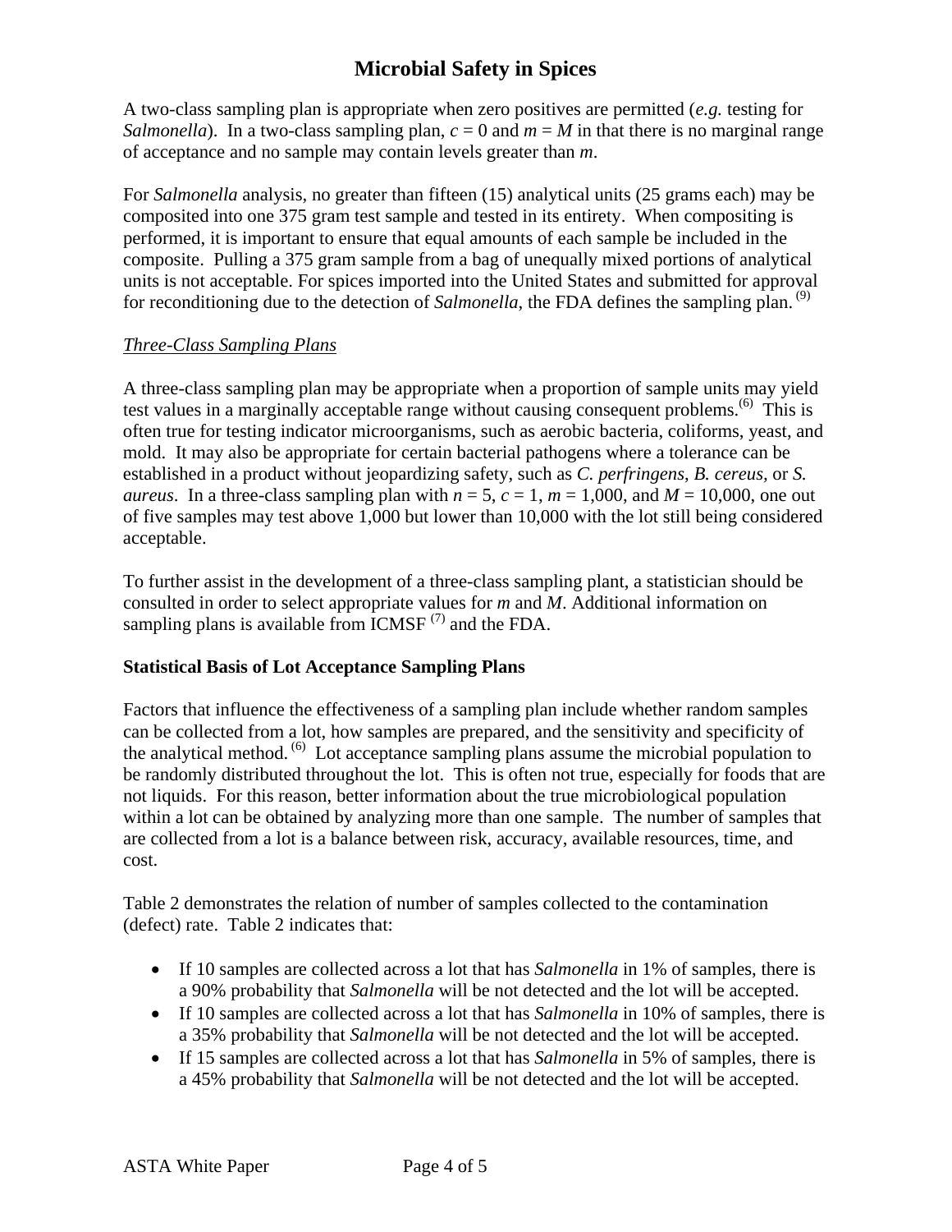A two-class sampling plan is appropriate when zero positives are permitted (*e.g.* testing for *Salmonella*). In a two-class sampling plan, $c = 0$ and $m = M$ in that there is no marginal range of acceptance and no sample may contain levels greater than $m$.

For *Salmonella* analysis, no greater than fifteen (15) analytical units (25 grams each) may be composited into one 375 gram test sample and tested in its entirety. When compositing is performed, it is important to ensure that equal amounts of each sample be included in the composite. Pulling a 375 gram sample from a bag of unequally mixed portions of analytical units is not acceptable. For spices imported into the United States and submitted for approval for reconditioning due to the detection of *Salmonella*, the FDA defines the sampling plan. [9]

*Three-Class Sampling Plans*

A three-class sampling plan may be appropriate when a proportion of sample units may yield test values in a marginally acceptable range without causing consequent problems.[6] This is often true for testing indicator microorganisms, such as aerobic bacteria, coliforms, yeast, and mold. It may also be appropriate for certain bacterial pathogens where a tolerance can be established in a product without jeopardizing safety, such as *C. perfringens*, *B. cereus,* or *S. aureus*. In a three-class sampling plan with $n = 5$, $c = 1$, $m = 1{,}000$, and $M = 10{,}000$, one out of five samples may test above 1,000 but lower than 10,000 with the lot still being considered acceptable.

To further assist in the development of a three-class sampling plant, a statistician should be consulted in order to select appropriate values for $m$ and $M$. Additional information on sampling plans is available from ICMSF [7] and the FDA.

**Statistical Basis of Lot Acceptance Sampling Plans**

Factors that influence the effectiveness of a sampling plan include whether random samples can be collected from a lot, how samples are prepared, and the sensitivity and specificity of the analytical method. [6] Lot acceptance sampling plans assume the microbial population to be randomly distributed throughout the lot. This is often not true, especially for foods that are not liquids. For this reason, better information about the true microbiological population within a lot can be obtained by analyzing more than one sample. The number of samples that are collected from a lot is a balance between risk, accuracy, available resources, time, and cost.

Table 2 demonstrates the relation of number of samples collected to the contamination (defect) rate. Table 2 indicates that:

- If 10 samples are collected across a lot that has *Salmonella* in 1% of samples, there is a 90% probability that *Salmonella* will be not detected and the lot will be accepted.
- If 10 samples are collected across a lot that has *Salmonella* in 10% of samples, there is a 35% probability that *Salmonella* will be not detected and the lot will be accepted.
- If 15 samples are collected across a lot that has *Salmonella* in 5% of samples, there is a 45% probability that *Salmonella* will be not detected and the lot will be accepted.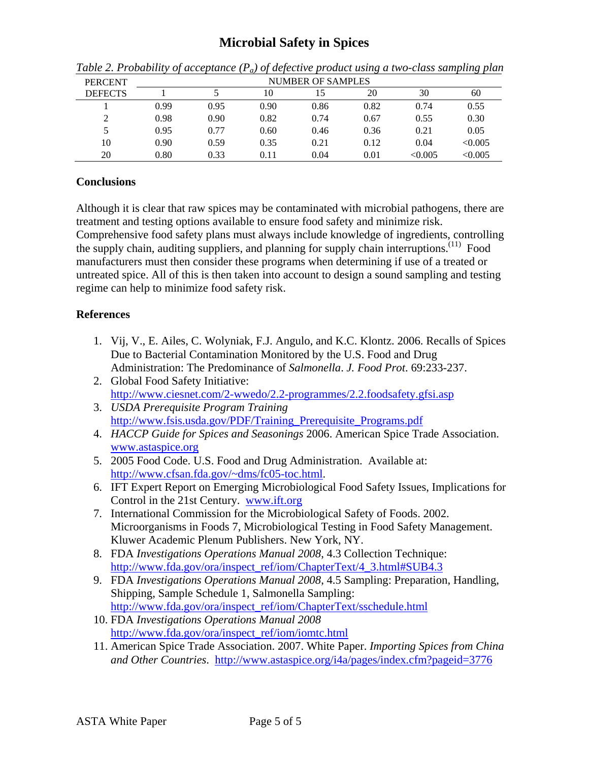*Table 2. Probability of acceptance ($P_a$) of defective product using a two-class sampling plan*

| PERCENT DEFECTS | NUMBER OF SAMPLES | | | | | | |
|---|---|---|---|---|---|---|---|
| | 1 | 5 | 10 | 15 | 20 | 30 | 60 |
| 1 | 0.99 | 0.95 | 0.90 | 0.86 | 0.82 | 0.74 | 0.55 |
| 2 | 0.98 | 0.90 | 0.82 | 0.74 | 0.67 | 0.55 | 0.30 |
| 5 | 0.95 | 0.77 | 0.60 | 0.46 | 0.36 | 0.21 | 0.05 |
| 10 | 0.90 | 0.59 | 0.35 | 0.21 | 0.12 | 0.04 | <0.005 |
| 20 | 0.80 | 0.33 | 0.11 | 0.04 | 0.01 | <0.005 | <0.005 |

**Conclusions**

Although it is clear that raw spices may be contaminated with microbial pathogens, there are treatment and testing options available to ensure food safety and minimize risk. Comprehensive food safety plans must always include knowledge of ingredients, controlling the supply chain, auditing suppliers, and planning for supply chain interruptions.[11] Food manufacturers must then consider these programs when determining if use of a treated or untreated spice. All of this is then taken into account to design a sound sampling and testing regime can help to minimize food safety risk.

**References**

1. Vij, V., E. Ailes, C. Wolyniak, F.J. Angulo, and K.C. Klontz. 2006. Recalls of Spices Due to Bacterial Contamination Monitored by the U.S. Food and Drug Administration: The Predominance of *Salmonella*. *J. Food Prot*. 69:233-237.
2. Global Food Safety Initiative: http://www.ciesnet.com/2-wwedo/2.2-programmes/2.2.foodsafety.gfsi.asp
3. *USDA Prerequisite Program Training* http://www.fsis.usda.gov/PDF/Training_Prerequisite_Programs.pdf
4. *HACCP Guide for Spices and Seasonings* 2006. American Spice Trade Association. www.astaspice.org
5. 2005 Food Code. U.S. Food and Drug Administration. Available at: http://www.cfsan.fda.gov/~dms/fc05-toc.html.
6. IFT Expert Report on Emerging Microbiological Food Safety Issues, Implications for Control in the 21st Century. www.ift.org
7. International Commission for the Microbiological Safety of Foods. 2002. Microorganisms in Foods 7, Microbiological Testing in Food Safety Management. Kluwer Academic Plenum Publishers. New York, NY.
8. FDA *Investigations Operations Manual 2008*, 4.3 Collection Technique: http://www.fda.gov/ora/inspect_ref/iom/ChapterText/4_3.html#SUB4.3
9. FDA *Investigations Operations Manual 2008*, 4.5 Sampling: Preparation, Handling, Shipping, Sample Schedule 1, Salmonella Sampling: http://www.fda.gov/ora/inspect_ref/iom/ChapterText/sschedule.html
10. FDA *Investigations Operations Manual 2008* http://www.fda.gov/ora/inspect_ref/iom/iomtc.html
11. American Spice Trade Association. 2007. White Paper. *Importing Spices from China and Other Countries*. http://www.astaspice.org/i4a/pages/index.cfm?pageid=3776